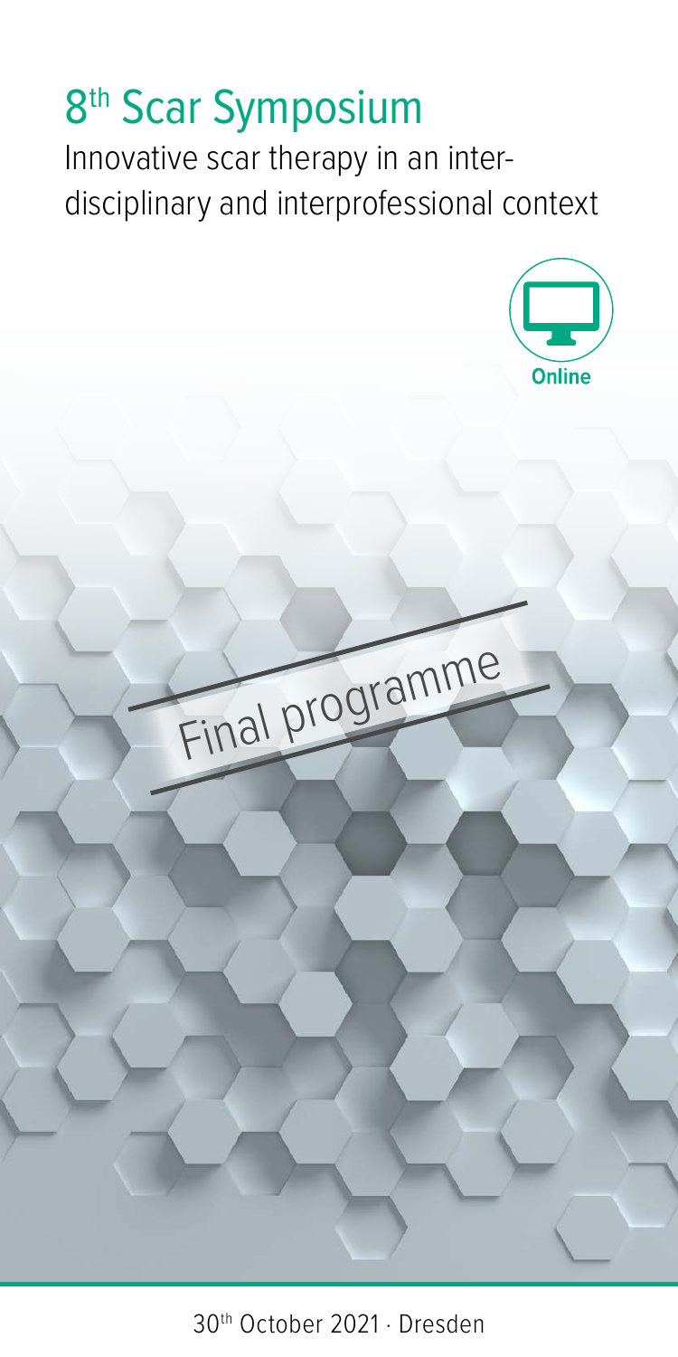# 8th Scar Symposium

Innovative scar therapy in an interdisciplinary and interprofessional context

Online

Final programme

30th October 2021 · Dresden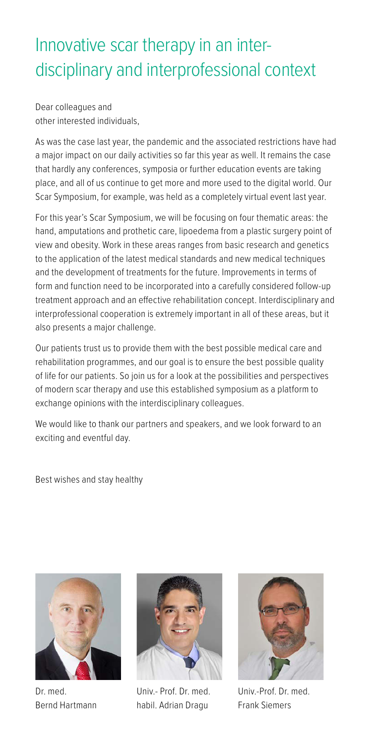# Innovative scar therapy in an interdisciplinary and interprofessional context

Dear colleagues and
other interested individuals,

As was the case last year, the pandemic and the associated restrictions have had a major impact on our daily activities so far this year as well. It remains the case that hardly any conferences, symposia or further education events are taking place, and all of us continue to get more and more used to the digital world. Our Scar Symposium, for example, was held as a completely virtual event last year.

For this year's Scar Symposium, we will be focusing on four thematic areas: the hand, amputations and prothetic care, lipoedema from a plastic surgery point of view and obesity. Work in these areas ranges from basic research and genetics to the application of the latest medical standards and new medical techniques and the development of treatments for the future. Improvements in terms of form and function need to be incorporated into a carefully considered follow-up treatment approach and an effective rehabilitation concept. Interdisciplinary and interprofessional cooperation is extremely important in all of these areas, but it also presents a major challenge.

Our patients trust us to provide them with the best possible medical care and rehabilitation programmes, and our goal is to ensure the best possible quality of life for our patients. So join us for a look at the possibilities and perspectives of modern scar therapy and use this established symposium as a platform to exchange opinions with the interdisciplinary colleagues.

We would like to thank our partners and speakers, and we look forward to an exciting and eventful day.

Best wishes and stay healthy

Dr. med.
Bernd Hartmann

Univ.- Prof. Dr. med.
habil. Adrian Dragu

Univ.-Prof. Dr. med.
Frank Siemers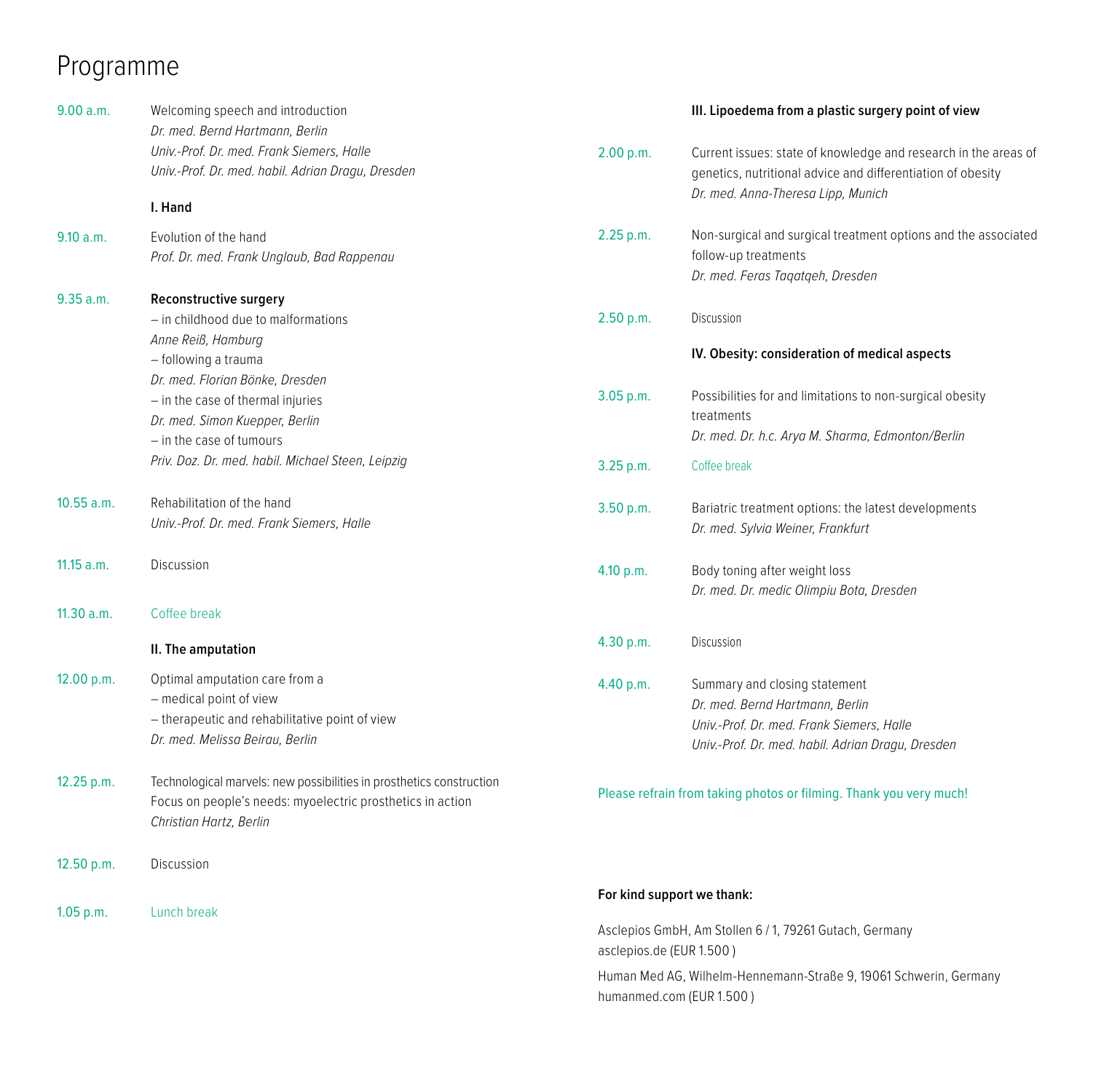# Programme

**9.00 a.m.** Welcoming speech and introduction
*Dr. med. Bernd Hartmann, Berlin*
*Univ.-Prof. Dr. med. Frank Siemers, Halle*
*Univ.-Prof. Dr. med. habil. Adrian Dragu, Dresden*

**I. Hand**

**9.10 a.m.** Evolution of the hand
*Prof. Dr. med. Frank Unglaub, Bad Rappenau*

**9.35 a.m.** **Reconstructive surgery**
– in childhood due to malformations
*Anne Reiß, Hamburg*
– following a trauma
*Dr. med. Florian Bönke, Dresden*
– in the case of thermal injuries
*Dr. med. Simon Kuepper, Berlin*
– in the case of tumours
*Priv. Doz. Dr. med. habil. Michael Steen, Leipzig*

**10.55 a.m.** Rehabilitation of the hand
*Univ.-Prof. Dr. med. Frank Siemers, Halle*

**11.15 a.m.** Discussion

**11.30 a.m.** Coffee break

**II. The amputation**

**12.00 p.m.** Optimal amputation care from a
– medical point of view
– therapeutic and rehabilitative point of view
*Dr. med. Melissa Beirau, Berlin*

**12.25 p.m.** Technological marvels: new possibilities in prosthetics construction
Focus on people's needs: myoelectric prosthetics in action
*Christian Hartz, Berlin*

**12.50 p.m.** Discussion

**1.05 p.m.** Lunch break

**III. Lipoedema from a plastic surgery point of view**

**2.00 p.m.** Current issues: state of knowledge and research in the areas of genetics, nutritional advice and differentiation of obesity
*Dr. med. Anna-Theresa Lipp, Munich*

**2.25 p.m.** Non-surgical and surgical treatment options and the associated follow-up treatments
*Dr. med. Feras Taqatqeh, Dresden*

**2.50 p.m.** Discussion

**IV. Obesity: consideration of medical aspects**

**3.05 p.m.** Possibilities for and limitations to non-surgical obesity treatments
*Dr. med. Dr. h.c. Arya M. Sharma, Edmonton/Berlin*

**3.25 p.m.** Coffee break

**3.50 p.m.** Bariatric treatment options: the latest developments
*Dr. med. Sylvia Weiner, Frankfurt*

**4.10 p.m.** Body toning after weight loss
*Dr. med. Dr. medic Olimpiu Bota, Dresden*

**4.30 p.m.** Discussion

**4.40 p.m.** Summary and closing statement
*Dr. med. Bernd Hartmann, Berlin*
*Univ.-Prof. Dr. med. Frank Siemers, Halle*
*Univ.-Prof. Dr. med. habil. Adrian Dragu, Dresden*

Please refrain from taking photos or filming. Thank you very much!

**For kind support we thank:**

Asclepios GmbH, Am Stollen 6 / 1, 79261 Gutach, Germany
asclepios.de (EUR 1.500 )

Human Med AG, Wilhelm-Hennemann-Straße 9, 19061 Schwerin, Germany
humanmed.com (EUR 1.500 )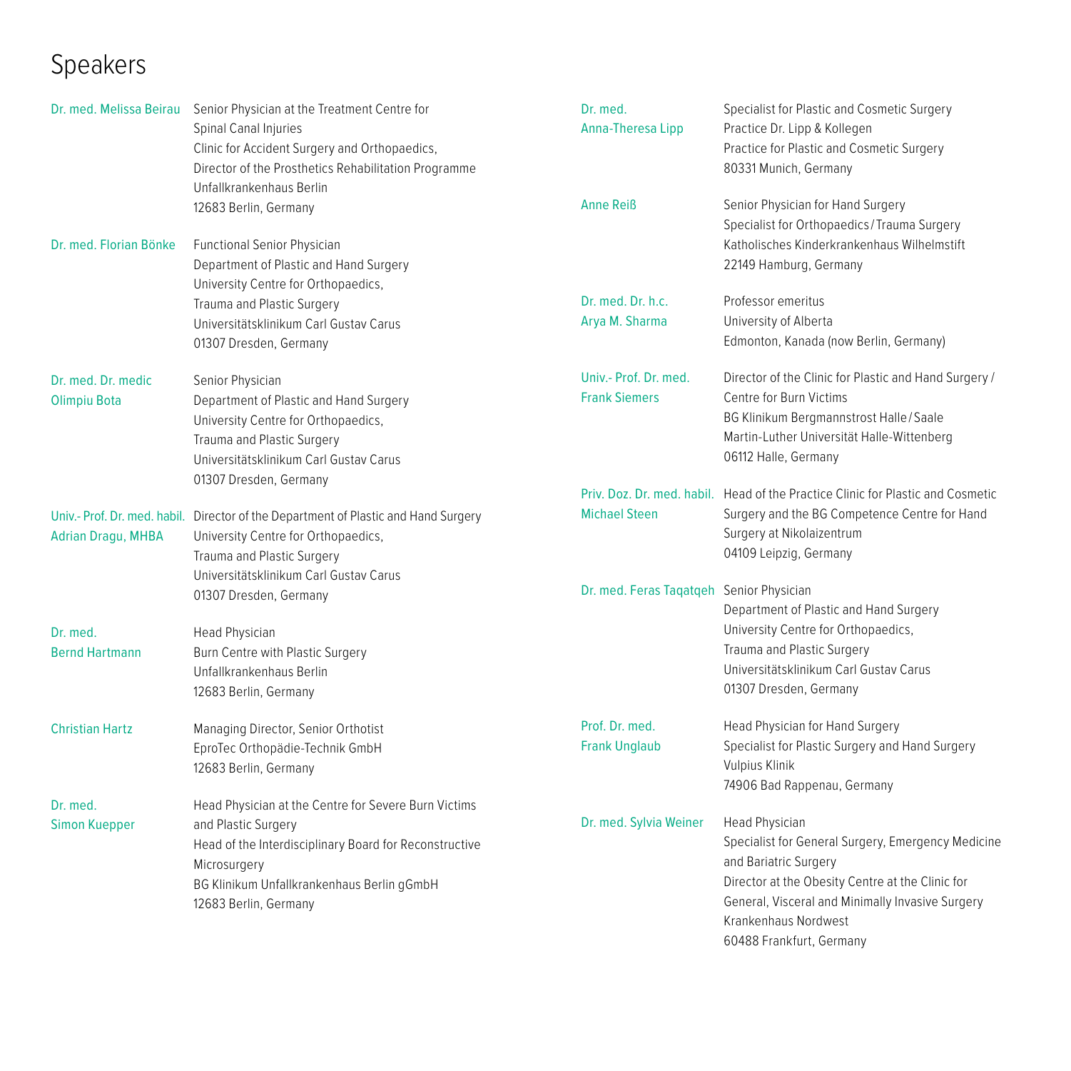# Speakers

**Dr. med. Melissa Beirau**
Senior Physician at the Treatment Centre for Spinal Canal Injuries
Clinic for Accident Surgery and Orthopaedics,
Director of the Prosthetics Rehabilitation Programme
Unfallkrankenhaus Berlin
12683 Berlin, Germany

**Dr. med. Florian Bönke**
Functional Senior Physician
Department of Plastic and Hand Surgery
University Centre for Orthopaedics, Trauma and Plastic Surgery
Universitätsklinikum Carl Gustav Carus
01307 Dresden, Germany

**Dr. med. Dr. medic Olimpiu Bota**
Senior Physician
Department of Plastic and Hand Surgery
University Centre for Orthopaedics, Trauma and Plastic Surgery
Universitätsklinikum Carl Gustav Carus
01307 Dresden, Germany

**Univ.- Prof. Dr. med. habil. Adrian Dragu, MHBA**
Director of the Department of Plastic and Hand Surgery
University Centre for Orthopaedics, Trauma and Plastic Surgery
Universitätsklinikum Carl Gustav Carus
01307 Dresden, Germany

**Dr. med. Bernd Hartmann**
Head Physician
Burn Centre with Plastic Surgery
Unfallkrankenhaus Berlin
12683 Berlin, Germany

**Christian Hartz**
Managing Director, Senior Orthotist
EproTec Orthopädie-Technik GmbH
12683 Berlin, Germany

**Dr. med. Simon Kuepper**
Head Physician at the Centre for Severe Burn Victims and Plastic Surgery
Head of the Interdisciplinary Board for Reconstructive Microsurgery
BG Klinikum Unfallkrankenhaus Berlin gGmbH
12683 Berlin, Germany

**Dr. med. Anna-Theresa Lipp**
Specialist for Plastic and Cosmetic Surgery
Practice Dr. Lipp & Kollegen
Practice for Plastic and Cosmetic Surgery
80331 Munich, Germany

**Anne Reiß**
Senior Physician for Hand Surgery
Specialist for Orthopaedics / Trauma Surgery
Katholisches Kinderkrankenhaus Wilhelmstift
22149 Hamburg, Germany

**Dr. med. Dr. h.c. Arya M. Sharma**
Professor emeritus
University of Alberta
Edmonton, Kanada (now Berlin, Germany)

**Univ.- Prof. Dr. med. Frank Siemers**
Director of the Clinic for Plastic and Hand Surgery / Centre for Burn Victims
BG Klinikum Bergmannstrost Halle / Saale
Martin-Luther Universität Halle-Wittenberg
06112 Halle, Germany

**Priv. Doz. Dr. med. habil. Michael Steen**
Head of the Practice Clinic for Plastic and Cosmetic Surgery and the BG Competence Centre for Hand Surgery at Nikolaizentrum
04109 Leipzig, Germany

**Dr. med. Feras Taqatqeh**
Senior Physician
Department of Plastic and Hand Surgery
University Centre for Orthopaedics, Trauma and Plastic Surgery
Universitätsklinikum Carl Gustav Carus
01307 Dresden, Germany

**Prof. Dr. med. Frank Unglaub**
Head Physician for Hand Surgery
Specialist for Plastic Surgery and Hand Surgery
Vulpius Klinik
74906 Bad Rappenau, Germany

**Dr. med. Sylvia Weiner**
Head Physician
Specialist for General Surgery, Emergency Medicine and Bariatric Surgery
Director at the Obesity Centre at the Clinic for General, Visceral and Minimally Invasive Surgery
Krankenhaus Nordwest
60488 Frankfurt, Germany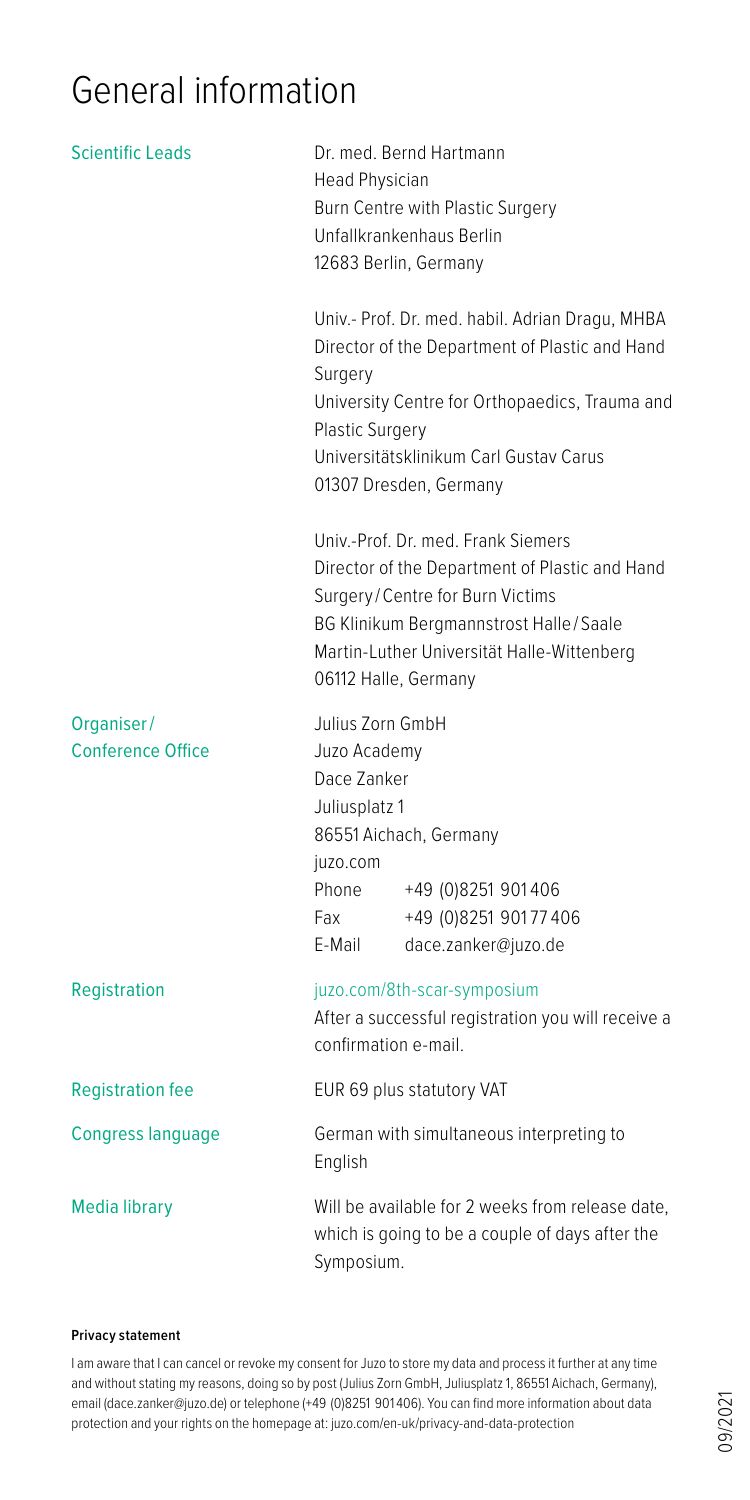# General information

| | |
|---|---|
| Scientific Leads | Dr. med. Bernd Hartmann<br>Head Physician<br>Burn Centre with Plastic Surgery<br>Unfallkrankenhaus Berlin<br>12683 Berlin, Germany<br><br>Univ.- Prof. Dr. med. habil. Adrian Dragu, MHBA<br>Director of the Department of Plastic and Hand Surgery<br>University Centre for Orthopaedics, Trauma and Plastic Surgery<br>Universitätsklinikum Carl Gustav Carus<br>01307 Dresden, Germany<br><br>Univ.-Prof. Dr. med. Frank Siemers<br>Director of the Department of Plastic and Hand Surgery / Centre for Burn Victims<br>BG Klinikum Bergmannstrost Halle / Saale<br>Martin-Luther Universität Halle-Wittenberg<br>06112 Halle, Germany |
| Organiser / Conference Office | Julius Zorn GmbH<br>Juzo Academy<br>Dace Zanker<br>Juliusplatz 1<br>86551 Aichach, Germany<br>juzo.com<br>Phone +49 (0)8251 901406<br>Fax +49 (0)8251 90177406<br>E-Mail dace.zanker@juzo.de |
| Registration | juzo.com/8th-scar-symposium<br>After a successful registration you will receive a confirmation e-mail. |
| Registration fee | EUR 69 plus statutory VAT |
| Congress language | German with simultaneous interpreting to English |
| Media library | Will be available for 2 weeks from release date, which is going to be a couple of days after the Symposium. |

**Privacy statement**

I am aware that I can cancel or revoke my consent for Juzo to store my data and process it further at any time and without stating my reasons, doing so by post (Julius Zorn GmbH, Juliusplatz 1, 86551 Aichach, Germany), email (dace.zanker@juzo.de) or telephone (+49 (0)8251 901406). You can find more information about data protection and your rights on the homepage at: juzo.com/en-uk/privacy-and-data-protection

09/2021